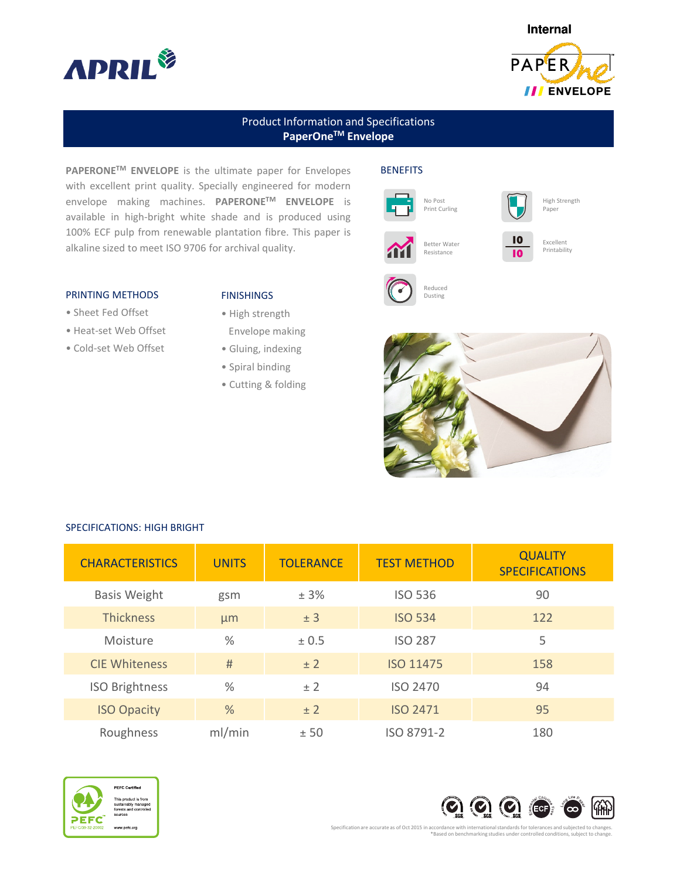Internal

# Product Information and Specifications

## PaperOne™ Envelope

**PAPERONE™ ENVELOPE** is the ultimate paper for Envelopes with excellent print quality. Specially engineered for modern envelope making machines. **PAPERONE™ ENVELOPE** is available in high-bright white shade and is produced using 100% ECF pulp from renewable plantation fibre. This paper is alkaline sized to meet ISO 9706 for archival quality.

### BENEFITS

- No Post Print Curling
- High Strength Paper
- Better Water Resistance
- Excellent Printability
- Reduced Dusting

### PRINTING METHODS

- Sheet Fed Offset
- Heat-set Web Offset
- Cold-set Web Offset

### FINISHINGS

- High strength Envelope making
- Gluing, indexing
- Spiral binding
- Cutting & folding

### SPECIFICATIONS: HIGH BRIGHT

| CHARACTERISTICS | UNITS | TOLERANCE | TEST METHOD | QUALITY SPECIFICATIONS |
|---|---|---|---|---|
| Basis Weight | gsm | ± 3% | ISO 536 | 90 |
| Thickness | µm | ± 3 | ISO 534 | 122 |
| Moisture | % | ± 0.5 | ISO 287 | 5 |
| CIE Whiteness | # | ± 2 | ISO 11475 | 158 |
| ISO Brightness | % | ± 2 | ISO 2470 | 94 |
| ISO Opacity | % | ± 2 | ISO 2471 | 95 |
| Roughness | ml/min | ± 50 | ISO 8791-2 | 180 |

PEFC Certified

This product is from sustainably managed forests and controlled sources

PEFC/08-32-20902

www.pefc.org

Specification are accurate as of Oct 2015 in accordance with international standards for tolerances and subjected to changes.
*Based on benchmarking studies under controlled conditions, subject to change.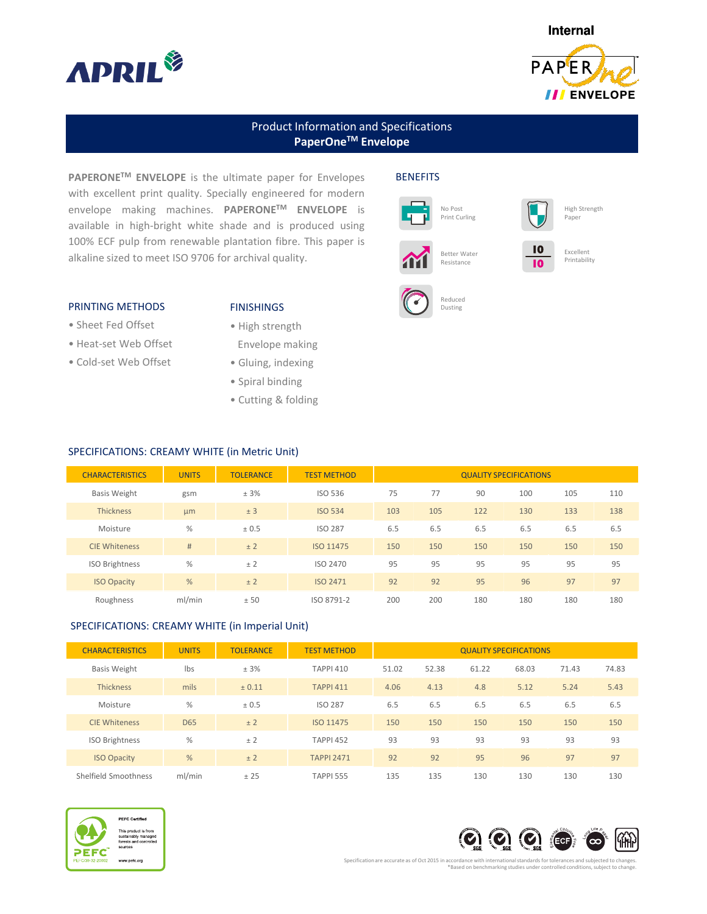# Product Information and Specifications
## PaperOne™ Envelope

**PAPERONE™ ENVELOPE** is the ultimate paper for Envelopes with excellent print quality. Specially engineered for modern envelope making machines. **PAPERONE™ ENVELOPE** is available in high-bright white shade and is produced using 100% ECF pulp from renewable plantation fibre. This paper is alkaline sized to meet ISO 9706 for archival quality.

### BENEFITS

- No Post Print Curling
- High Strength Paper
- Better Water Resistance
- Excellent Printability
- Reduced Dusting

### PRINTING METHODS

- Sheet Fed Offset
- Heat-set Web Offset
- Cold-set Web Offset

### FINISHINGS

- High strength Envelope making
- Gluing, indexing
- Spiral binding
- Cutting & folding

### SPECIFICATIONS: CREAMY WHITE (in Metric Unit)

| CHARACTERISTICS | UNITS | TOLERANCE | TEST METHOD | QUALITY SPECIFICATIONS | | | | | |
|---|---|---|---|---|---|---|---|---|---|
| Basis Weight | gsm | ± 3% | ISO 536 | 75 | 77 | 90 | 100 | 105 | 110 |
| Thickness | µm | ± 3 | ISO 534 | 103 | 105 | 122 | 130 | 133 | 138 |
| Moisture | % | ± 0.5 | ISO 287 | 6.5 | 6.5 | 6.5 | 6.5 | 6.5 | 6.5 |
| CIE Whiteness | # | ± 2 | ISO 11475 | 150 | 150 | 150 | 150 | 150 | 150 |
| ISO Brightness | % | ± 2 | ISO 2470 | 95 | 95 | 95 | 95 | 95 | 95 |
| ISO Opacity | % | ± 2 | ISO 2471 | 92 | 92 | 95 | 96 | 97 | 97 |
| Roughness | ml/min | ± 50 | ISO 8791-2 | 200 | 200 | 180 | 180 | 180 | 180 |

### SPECIFICATIONS: CREAMY WHITE (in Imperial Unit)

| CHARACTERISTICS | UNITS | TOLERANCE | TEST METHOD | QUALITY SPECIFICATIONS | | | | | |
|---|---|---|---|---|---|---|---|---|---|
| Basis Weight | lbs | ± 3% | TAPPI 410 | 51.02 | 52.38 | 61.22 | 68.03 | 71.43 | 74.83 |
| Thickness | mils | ± 0.11 | TAPPI 411 | 4.06 | 4.13 | 4.8 | 5.12 | 5.24 | 5.43 |
| Moisture | % | ± 0.5 | ISO 287 | 6.5 | 6.5 | 6.5 | 6.5 | 6.5 | 6.5 |
| CIE Whiteness | D65 | ± 2 | ISO 11475 | 150 | 150 | 150 | 150 | 150 | 150 |
| ISO Brightness | % | ± 2 | TAPPI 452 | 93 | 93 | 93 | 93 | 93 | 93 |
| ISO Opacity | % | ± 2 | TAPPI 2471 | 92 | 92 | 95 | 96 | 97 | 97 |
| Shelfield Smoothness | ml/min | ± 25 | TAPPI 555 | 135 | 135 | 130 | 130 | 130 | 130 |

PEFC Certified
This product is from sustainably managed forests and controlled sources
www.pefc.org
PEFC/38-32-20002

Specification are accurate as of Oct 2015 in accordance with international standards for tolerances and subjected to changes.
*Based on benchmarking studies under controlled conditions, subject to change.